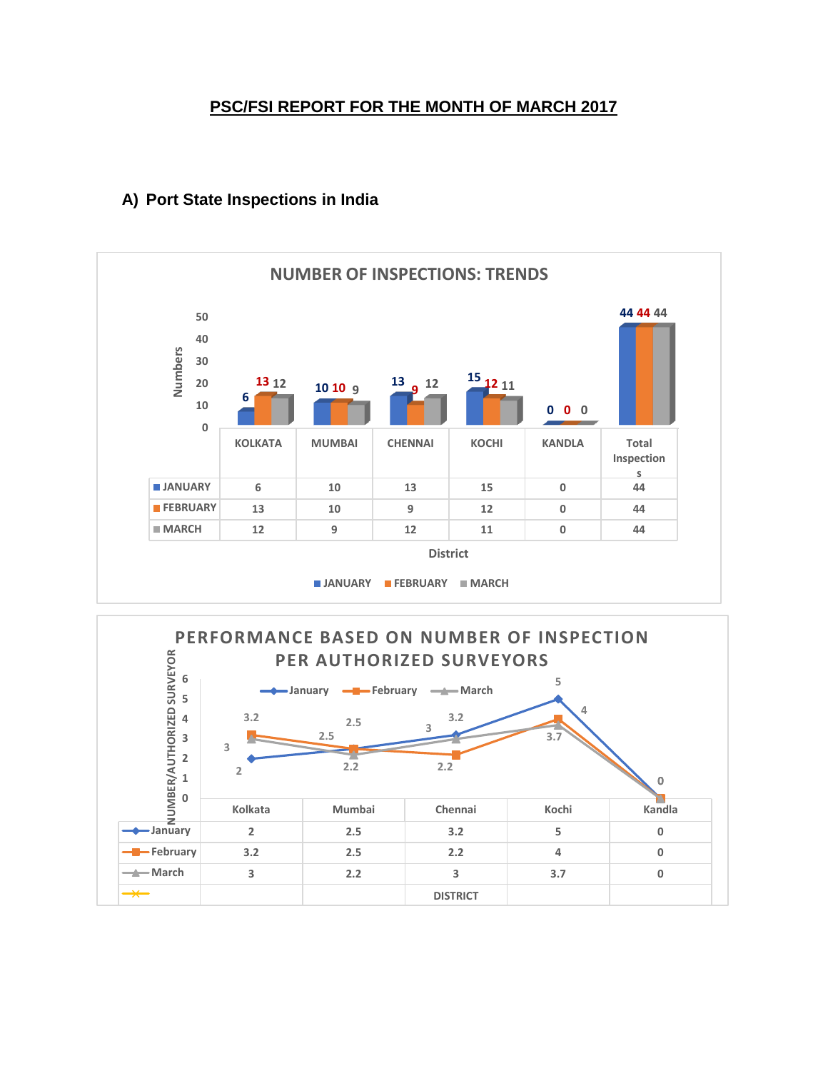# PSC/FSI REPORT FOR THE MONTH OF MARCH 2017

## A) Port State Inspections in India

**NUMBER OF INSPECTIONS: TRENDS**

| District | KOLKATA | MUMBAI | CHENNAI | KOCHI | KANDLA | Total Inspections |
|---|---|---|---|---|---|---|
| JANUARY | 6 | 10 | 13 | 15 | 0 | 44 |
| FEBRUARY | 13 | 10 | 9 | 12 | 0 | 44 |
| MARCH | 12 | 9 | 12 | 11 | 0 | 44 |

**PERFORMANCE BASED ON NUMBER OF INSPECTION PER AUTHORIZED SURVEYORS**

| DISTRICT | Kolkata | Mumbai | Chennai | Kochi | Kandla |
|---|---|---|---|---|---|
| January | 2 | 2.5 | 3.2 | 5 | 0 |
| February | 3.2 | 2.5 | 2.2 | 4 | 0 |
| March | 3 | 2.2 | 3 | 3.7 | 0 |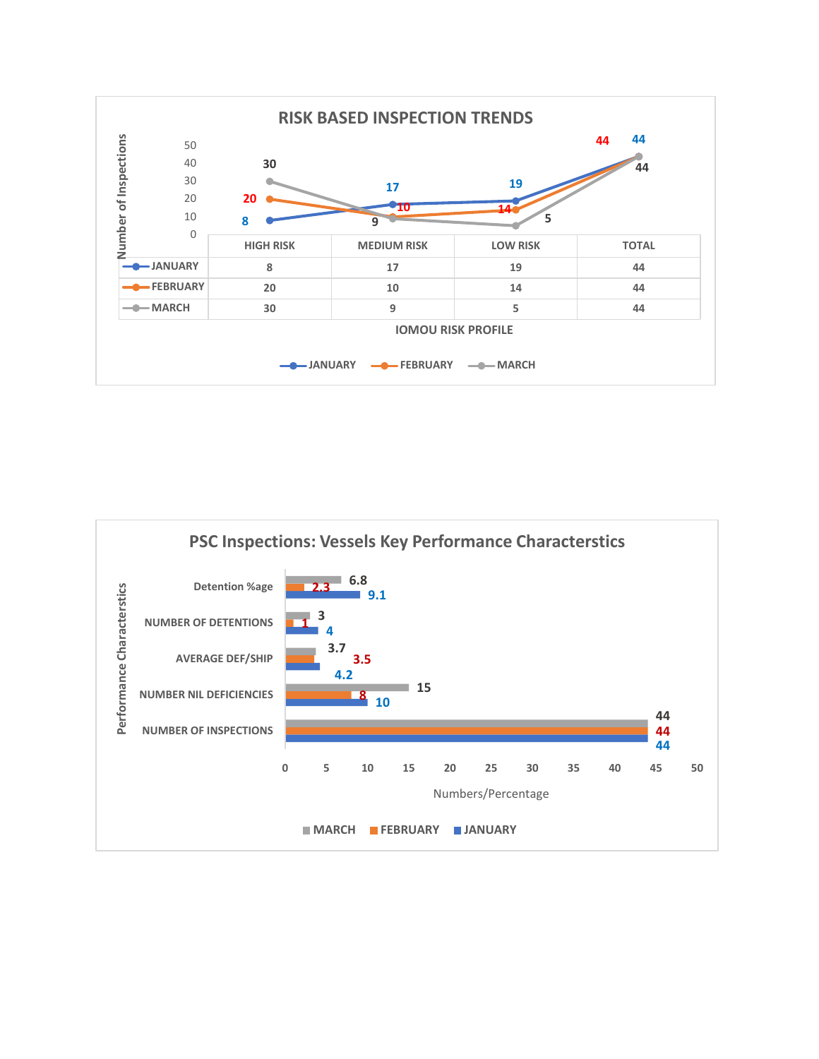## RISK BASED INSPECTION TRENDS

IOMOU RISK PROFILE (Number of Inspections)

| | HIGH RISK | MEDIUM RISK | LOW RISK | TOTAL |
|---|---|---|---|---|
| JANUARY | 8 | 17 | 19 | 44 |
| FEBRUARY | 20 | 10 | 14 | 44 |
| MARCH | 30 | 9 | 5 | 44 |

## PSC Inspections: Vessels Key Performance Characterstics

| Performance Characterstics | MARCH | FEBRUARY | JANUARY |
|---|---|---|---|
| Detention %age | 6.8 | 2.3 | 9.1 |
| NUMBER OF DETENTIONS | 3 | 1 | 4 |
| AVERAGE DEF/SHIP | 3.7 | 3.5 | 4.2 |
| NUMBER NIL DEFICIENCIES | 15 | 8 | 10 |
| NUMBER OF INSPECTIONS | 44 | 44 | 44 |

Numbers/Percentage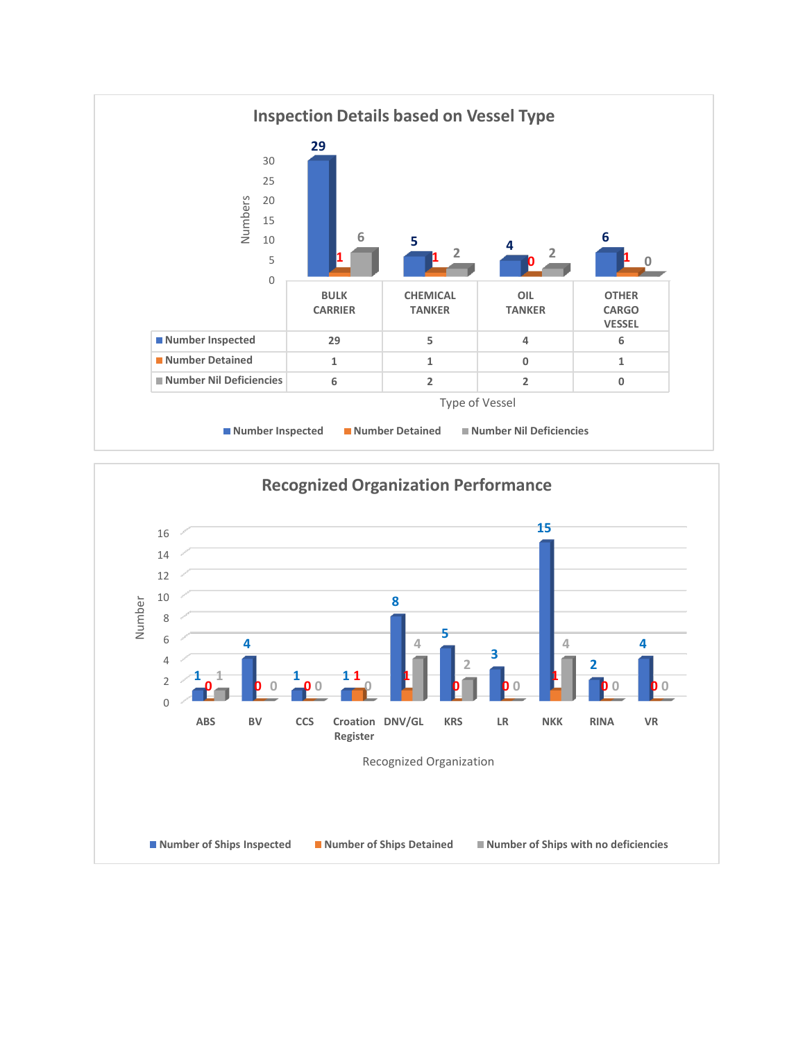## Inspection Details based on Vessel Type

| | BULK CARRIER | CHEMICAL TANKER | OIL TANKER | OTHER CARGO VESSEL |
|---|---|---|---|---|
| Number Inspected | 29 | 5 | 4 | 6 |
| Number Detained | 1 | 1 | 0 | 1 |
| Number Nil Deficiencies | 6 | 2 | 2 | 0 |

Type of Vessel

## Recognized Organization Performance

| Recognized Organization | Number of Ships Inspected | Number of Ships Detained | Number of Ships with no deficiencies |
|---|---|---|---|
| ABS | 1 | 0 | 1 |
| BV | 4 | 0 | 0 |
| CCS | 1 | 0 | 0 |
| Croation Register | 1 | 1 | 0 |
| DNV/GL | 8 | 1 | 4 |
| KRS | 5 | 0 | 2 |
| LR | 3 | 0 | 0 |
| NKK | 15 | 1 | 4 |
| RINA | 2 | 0 | 0 |
| VR | 4 | 0 | 0 |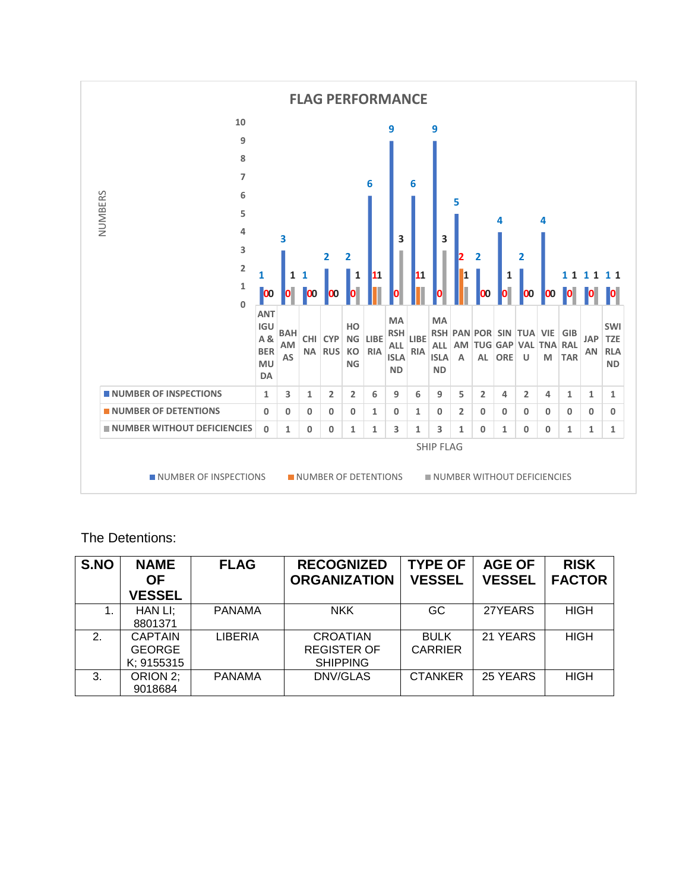**FLAG PERFORMANCE**

| SHIP FLAG | NUMBER OF INSPECTIONS | NUMBER OF DETENTIONS | NUMBER WITHOUT DEFICIENCIES |
|---|---|---|---|
| ANTIGUA & BERMUDA | 1 | 0 | 0 |
| BAHAMAS | 3 | 0 | 1 |
| CHINA | 1 | 0 | 0 |
| CYPRUS | 2 | 0 | 0 |
| HONG KONG | 2 | 0 | 1 |
| LIBERIA | 6 | 1 | 1 |
| MARSHALL ISLAND | 9 | 0 | 3 |
| LIBERIA | 6 | 1 | 1 |
| MARSHALL ISLAND | 9 | 0 | 3 |
| PANAMA | 5 | 2 | 1 |
| PORTUGAL | 2 | 0 | 0 |
| SINGAPORE | 4 | 0 | 1 |
| TUAVALU | 2 | 0 | 0 |
| VIETNAM | 4 | 0 | 0 |
| GIBRALTAR | 1 | 0 | 1 |
| JAPAN | 1 | 0 | 1 |
| SWITZERLAND | 1 | 0 | 1 |

The Detentions:

| S.NO | NAME OF VESSEL | FLAG | RECOGNIZED ORGANIZATION | TYPE OF VESSEL | AGE OF VESSEL | RISK FACTOR |
|---|---|---|---|---|---|---|
| 1. | HAN LI; 8801371 | PANAMA | NKK | GC | 27YEARS | HIGH |
| 2. | CAPTAIN GEORGE K; 9155315 | LIBERIA | CROATIAN REGISTER OF SHIPPING | BULK CARRIER | 21 YEARS | HIGH |
| 3. | ORION 2; 9018684 | PANAMA | DNV/GLAS | CTANKER | 25 YEARS | HIGH |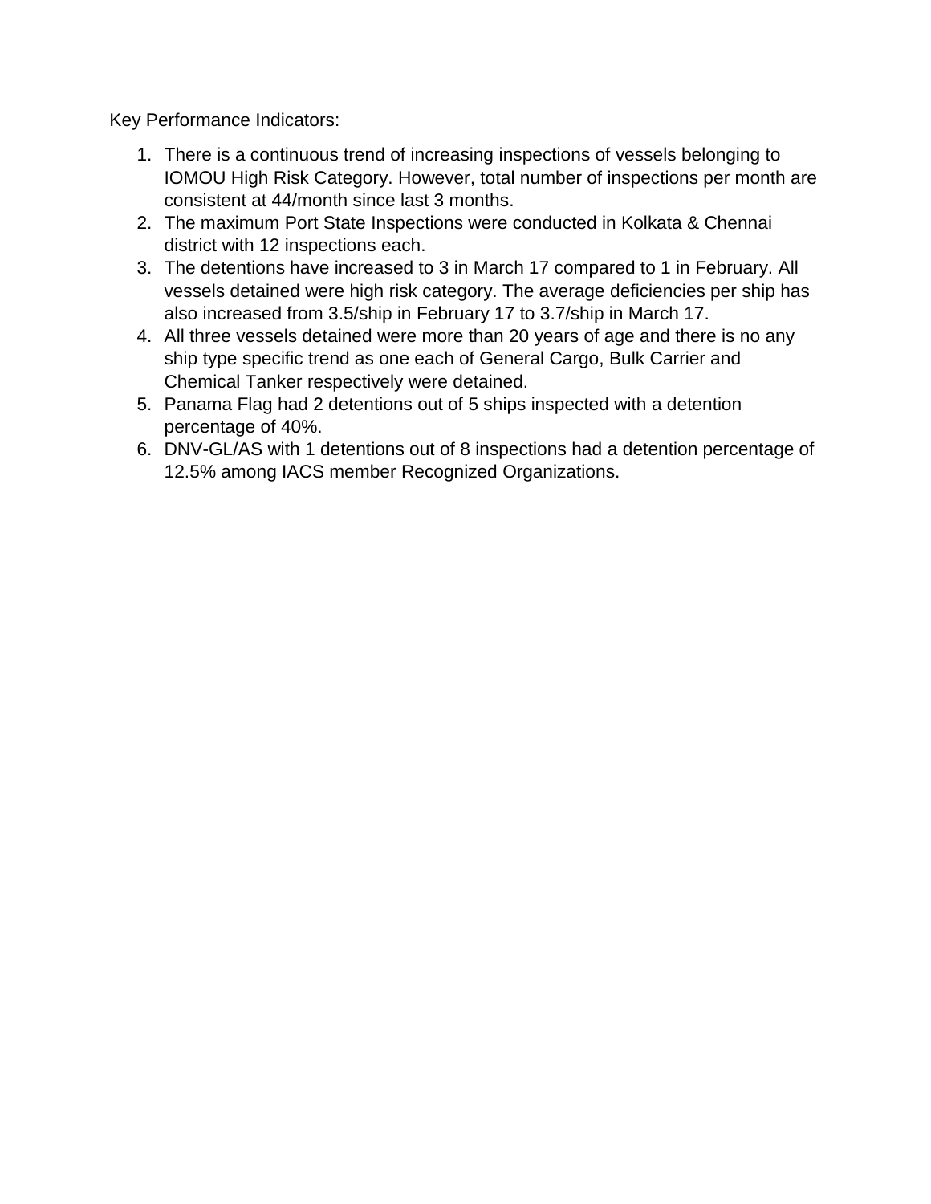Key Performance Indicators:

1. There is a continuous trend of increasing inspections of vessels belonging to IOMOU High Risk Category. However, total number of inspections per month are consistent at 44/month since last 3 months.
2. The maximum Port State Inspections were conducted in Kolkata & Chennai district with 12 inspections each.
3. The detentions have increased to 3 in March 17 compared to 1 in February. All vessels detained were high risk category. The average deficiencies per ship has also increased from 3.5/ship in February 17 to 3.7/ship in March 17.
4. All three vessels detained were more than 20 years of age and there is no any ship type specific trend as one each of General Cargo, Bulk Carrier and Chemical Tanker respectively were detained.
5. Panama Flag had 2 detentions out of 5 ships inspected with a detention percentage of 40%.
6. DNV-GL/AS with 1 detentions out of 8 inspections had a detention percentage of 12.5% among IACS member Recognized Organizations.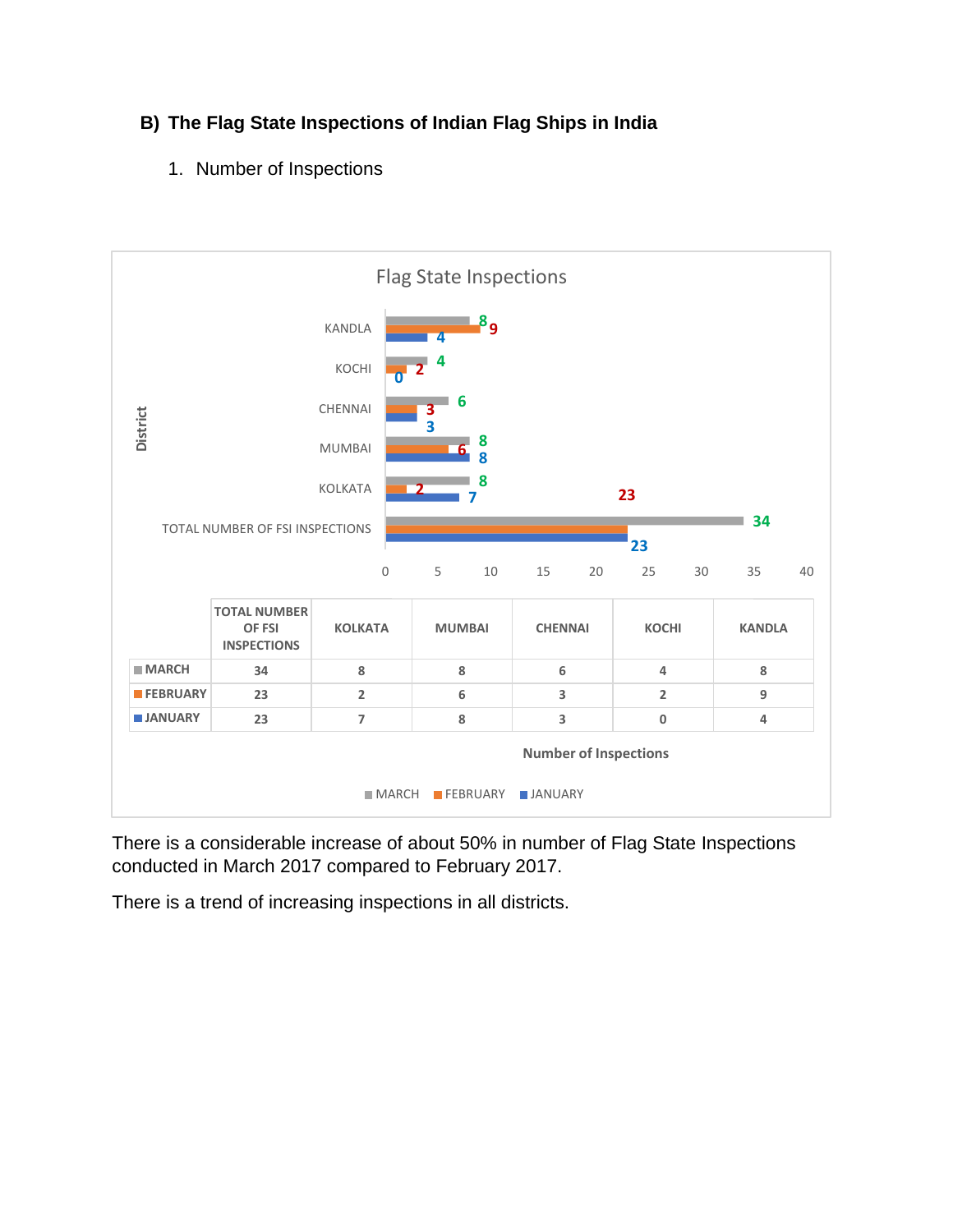## B) The Flag State Inspections of Indian Flag Ships in India

1. Number of Inspections

Flag State Inspections

| | TOTAL NUMBER OF FSI INSPECTIONS | KOLKATA | MUMBAI | CHENNAI | KOCHI | KANDLA |
|---|---|---|---|---|---|---|
| MARCH | 34 | 8 | 8 | 6 | 4 | 8 |
| FEBRUARY | 23 | 2 | 6 | 3 | 2 | 9 |
| JANUARY | 23 | 7 | 8 | 3 | 0 | 4 |

Number of Inspections

There is a considerable increase of about 50% in number of Flag State Inspections conducted in March 2017 compared to February 2017.

There is a trend of increasing inspections in all districts.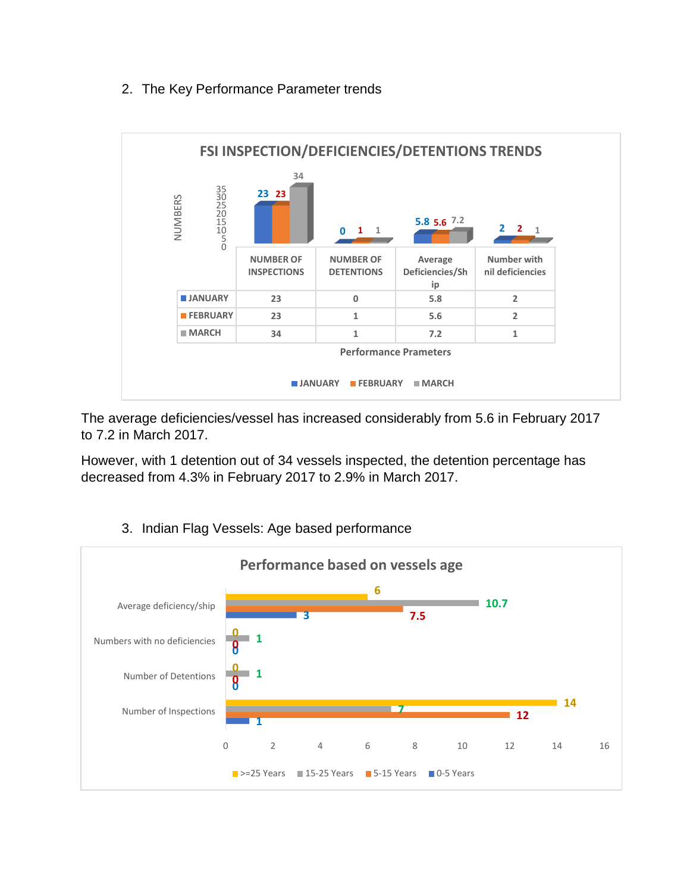2. The Key Performance Parameter trends

**FSI INSPECTION/DEFICIENCIES/DETENTIONS TRENDS**

| | NUMBER OF INSPECTIONS | NUMBER OF DETENTIONS | Average Deficiencies/Ship | Number with nil deficiencies |
|---|---|---|---|---|
| JANUARY | 23 | 0 | 5.8 | 2 |
| FEBRUARY | 23 | 1 | 5.6 | 2 |
| MARCH | 34 | 1 | 7.2 | 1 |

Performance Prameters

The average deficiencies/vessel has increased considerably from 5.6 in February 2017 to 7.2 in March 2017.

However, with 1 detention out of 34 vessels inspected, the detention percentage has decreased from 4.3% in February 2017 to 2.9% in March 2017.

3. Indian Flag Vessels: Age based performance

**Performance based on vessels age**

| | >=25 Years | 15-25 Years | 5-15 Years | 0-5 Years |
|---|---|---|---|---|
| Average deficiency/ship | 6 | 10.7 | 7.5 | 3 |
| Numbers with no deficiencies | 0 | 1 | 0 | 0 |
| Number of Detentions | 0 | 1 | 0 | 0 |
| Number of Inspections | 14 | 7 | 12 | 1 |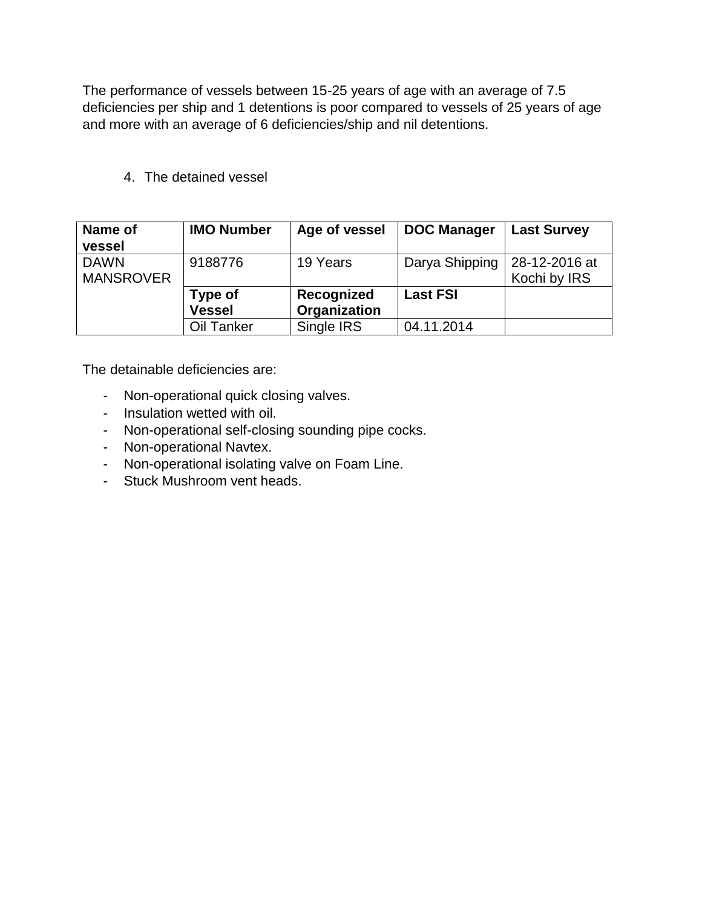The performance of vessels between 15-25 years of age with an average of 7.5 deficiencies per ship and 1 detentions is poor compared to vessels of 25 years of age and more with an average of 6 deficiencies/ship and nil detentions.

4. The detained vessel

| **Name of vessel** | **IMO Number** | **Age of vessel** | **DOC Manager** | **Last Survey** |
|---|---|---|---|---|
| DAWN MANSROVER | 9188776 | 19 Years | Darya Shipping | 28-12-2016 at Kochi by IRS |
| | **Type of Vessel** | **Recognized Organization** | **Last FSI** | |
| | Oil Tanker | Single IRS | 04.11.2014 | |

The detainable deficiencies are:

- Non-operational quick closing valves.
- Insulation wetted with oil.
- Non-operational self-closing sounding pipe cocks.
- Non-operational Navtex.
- Non-operational isolating valve on Foam Line.
- Stuck Mushroom vent heads.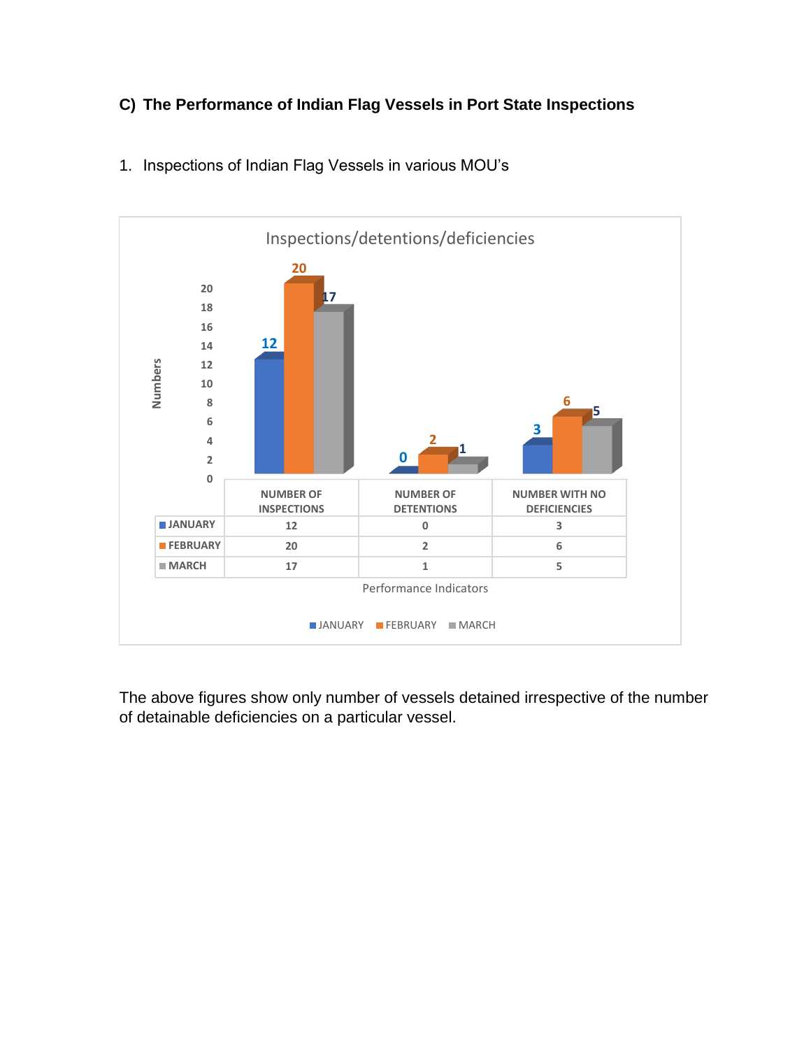### C) The Performance of Indian Flag Vessels in Port State Inspections

1. Inspections of Indian Flag Vessels in various MOU's

Inspections/detentions/deficiencies

| | NUMBER OF INSPECTIONS | NUMBER OF DETENTIONS | NUMBER WITH NO DEFICIENCIES |
|---|---|---|---|
| JANUARY | 12 | 0 | 3 |
| FEBRUARY | 20 | 2 | 6 |
| MARCH | 17 | 1 | 5 |

Performance Indicators

The above figures show only number of vessels detained irrespective of the number of detainable deficiencies on a particular vessel.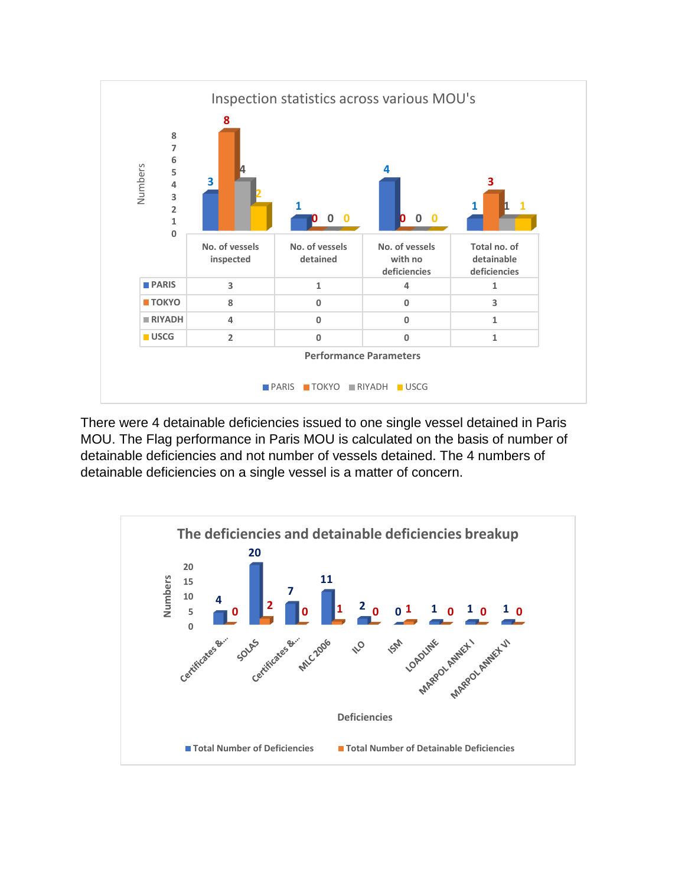**Inspection statistics across various MOU's**

| | No. of vessels inspected | No. of vessels detained | No. of vessels with no deficiencies | Total no. of detainable deficiencies |
|---|---|---|---|---|
| PARIS | 3 | 1 | 4 | 1 |
| TOKYO | 8 | 0 | 0 | 3 |
| RIYADH | 4 | 0 | 0 | 1 |
| USCG | 2 | 0 | 0 | 1 |

Performance Parameters

There were 4 detainable deficiencies issued to one single vessel detained in Paris MOU. The Flag performance in Paris MOU is calculated on the basis of number of detainable deficiencies and not number of vessels detained. The 4 numbers of detainable deficiencies on a single vessel is a matter of concern.

**The deficiencies and detainable deficiencies breakup**

| Deficiencies | Total Number of Deficiencies | Total Number of Detainable Deficiencies |
|---|---|---|
| Certificates &... | 4 | 0 |
| SOLAS | 20 | 2 |
| Certificates &... | 7 | 0 |
| MLC 2006 | 11 | 1 |
| ILO | 2 | 0 |
| ISM | 0 | 1 |
| LOADLINE | 1 | 0 |
| MARPOL ANNEX I | 1 | 0 |
| MARPOL ANNEX VI | 1 | 0 |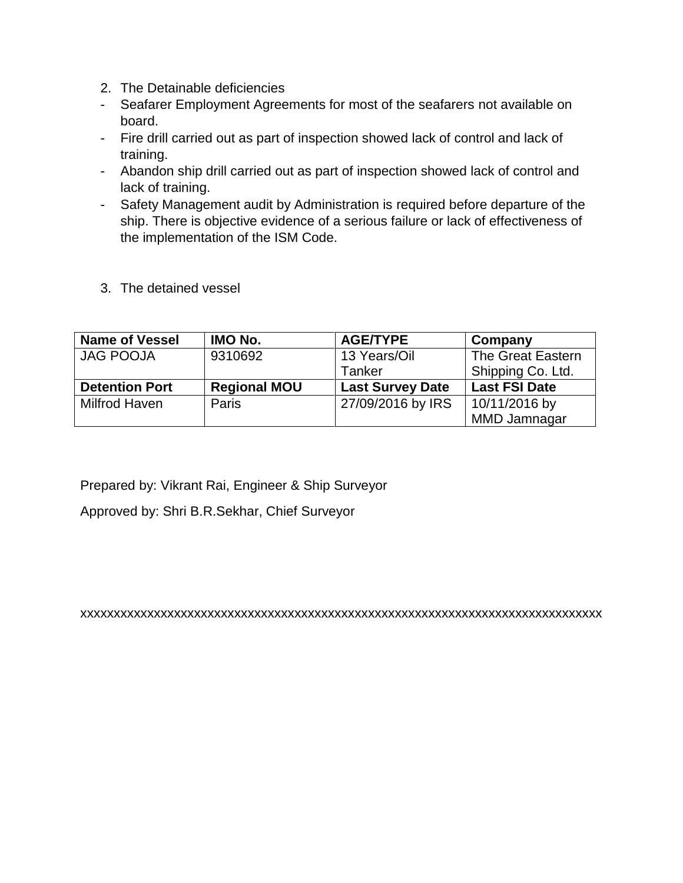2. The Detainable deficiencies

- Seafarer Employment Agreements for most of the seafarers not available on board.
- Fire drill carried out as part of inspection showed lack of control and lack of training.
- Abandon ship drill carried out as part of inspection showed lack of control and lack of training.
- Safety Management audit by Administration is required before departure of the ship. There is objective evidence of a serious failure or lack of effectiveness of the implementation of the ISM Code.

3. The detained vessel

| **Name of Vessel** | **IMO No.** | **AGE/TYPE** | **Company** |
|---|---|---|---|
| JAG POOJA | 9310692 | 13 Years/Oil Tanker | The Great Eastern Shipping Co. Ltd. |
| **Detention Port** | **Regional MOU** | **Last Survey Date** | **Last FSI Date** |
| Milfrod Haven | Paris | 27/09/2016 by IRS | 10/11/2016 by MMD Jamnagar |

Prepared by: Vikrant Rai, Engineer & Ship Surveyor

Approved by: Shri B.R.Sekhar, Chief Surveyor

xxxxxxxxxxxxxxxxxxxxxxxxxxxxxxxxxxxxxxxxxxxxxxxxxxxxxxxxxxxxxxxxxxxxxxxxxxxxxxxx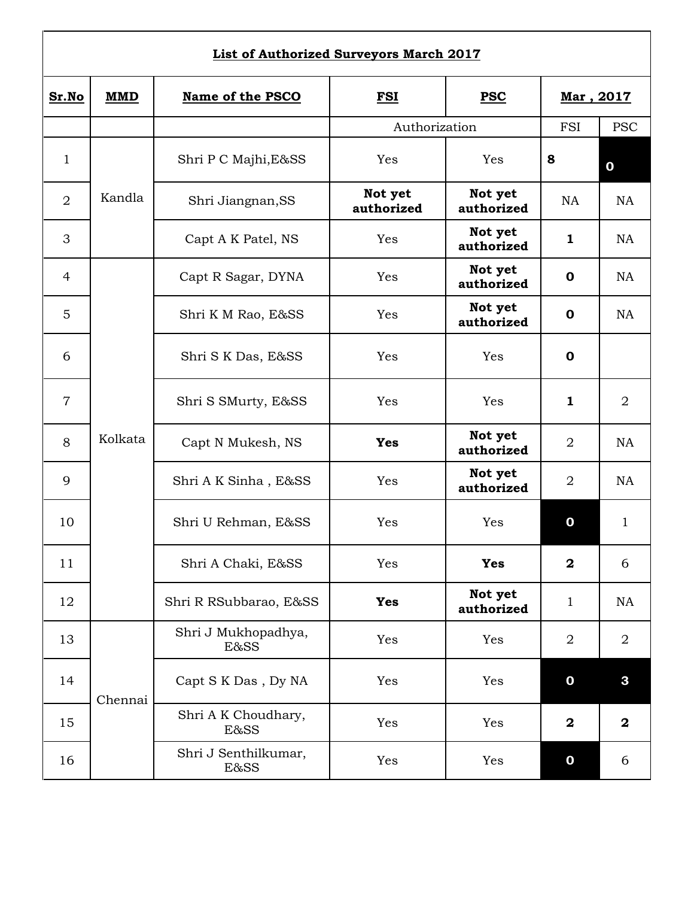| **List of Authorized Surveyors March 2017** | | | | | | |
|---|---|---|---|---|---|---|
| **Sr.No** | **MMD** | **Name of the PSCO** | **FSI** | **PSC** | **Mar , 2017** | |
| | | | Authorization | | FSI | PSC |
| 1 | Kandla | Shri P C Majhi,E&SS | Yes | Yes | **8** | **0** |
| 2 | | Shri Jiangnan,SS | **Not yet authorized** | **Not yet authorized** | NA | NA |
| 3 | | Capt A K Patel, NS | Yes | **Not yet authorized** | **1** | NA |
| 4 | Kolkata | Capt R Sagar, DYNA | Yes | **Not yet authorized** | **0** | NA |
| 5 | | Shri K M Rao, E&SS | Yes | **Not yet authorized** | **0** | NA |
| 6 | | Shri S K Das, E&SS | Yes | Yes | **0** | |
| 7 | | Shri S SMurty, E&SS | Yes | Yes | **1** | 2 |
| 8 | | Capt N Mukesh, NS | **Yes** | **Not yet authorized** | 2 | NA |
| 9 | | Shri A K Sinha , E&SS | Yes | **Not yet authorized** | 2 | NA |
| 10 | | Shri U Rehman, E&SS | Yes | Yes | **0** | 1 |
| 11 | | Shri A Chaki, E&SS | Yes | **Yes** | **2** | 6 |
| 12 | | Shri R RSubbarao, E&SS | **Yes** | **Not yet authorized** | 1 | NA |
| 13 | Chennai | Shri J Mukhopadhya, E&SS | Yes | Yes | 2 | 2 |
| 14 | | Capt S K Das , Dy NA | Yes | Yes | **0** | **3** |
| 15 | | Shri A K Choudhary, E&SS | Yes | Yes | **2** | **2** |
| 16 | | Shri J Senthilkumar, E&SS | Yes | Yes | **0** | 6 |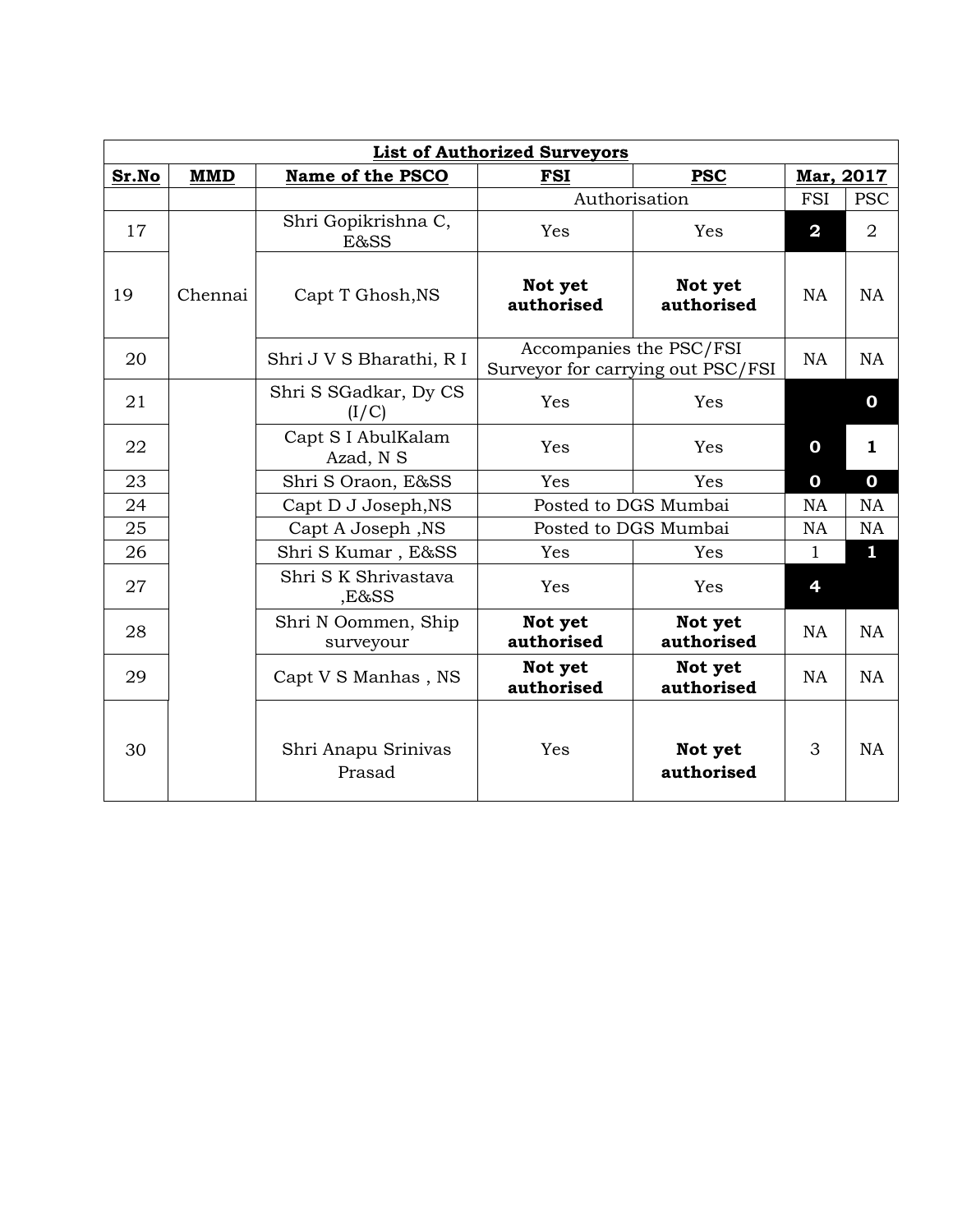| List of Authorized Surveyors | | | | | | |
|---|---|---|---|---|---|---|
| **Sr.No** | **MMD** | **Name of the PSCO** | **FSI** | **PSC** | **Mar, 2017** | |
| | | | Authorisation | | FSI | PSC |
| 17 | Chennai | Shri Gopikrishna C, E&SS | Yes | Yes | **2** | 2 |
| 19 | | Capt T Ghosh,NS | **Not yet authorised** | **Not yet authorised** | NA | NA |
| 20 | | Shri J V S Bharathi, R I | Accompanies the PSC/FSI Surveyor for carrying out PSC/FSI | | NA | NA |
| 21 | | Shri S SGadkar, Dy CS (I/C) | Yes | Yes | | **0** |
| 22 | | Capt S I AbulKalam Azad, N S | Yes | Yes | **0** | **1** |
| 23 | | Shri S Oraon, E&SS | Yes | Yes | **0** | **0** |
| 24 | | Capt D J Joseph,NS | Posted to DGS Mumbai | | NA | NA |
| 25 | | Capt A Joseph ,NS | Posted to DGS Mumbai | | NA | NA |
| 26 | | Shri S Kumar , E&SS | Yes | Yes | 1 | **1** |
| 27 | | Shri S K Shrivastava ,E&SS | Yes | Yes | **4** | |
| 28 | | Shri N Oommen, Ship surveyour | **Not yet authorised** | **Not yet authorised** | NA | NA |
| 29 | | Capt V S Manhas , NS | **Not yet authorised** | **Not yet authorised** | NA | NA |
| 30 | | Shri Anapu Srinivas Prasad | Yes | **Not yet authorised** | 3 | NA |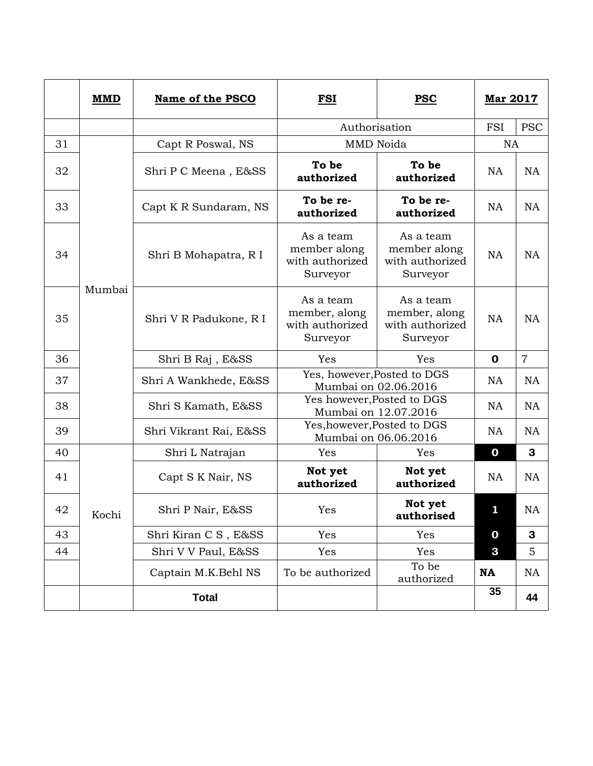| | **MMD** | **Name of the PSCO** | **FSI** | **PSC** | **Mar 2017** | |
|---|---|---|---|---|---|---|
| | | | Authorisation | | FSI | PSC |
| 31 | Mumbai | Capt R Poswal, NS | MMD Noida | | NA | |
| 32 | | Shri P C Meena , E&SS | **To be authorized** | **To be authorized** | NA | NA |
| 33 | | Capt K R Sundaram, NS | **To be re-authorized** | **To be re-authorized** | NA | NA |
| 34 | | Shri B Mohapatra, R I | As a team member along with authorized Surveyor | As a team member along with authorized Surveyor | NA | NA |
| 35 | | Shri V R Padukone, R I | As a team member, along with authorized Surveyor | As a team member, along with authorized Surveyor | NA | NA |
| 36 | | Shri B Raj , E&SS | Yes | Yes | **0** | 7 |
| 37 | | Shri A Wankhede, E&SS | Yes, however,Posted to DGS Mumbai on 02.06.2016 | | NA | NA |
| 38 | | Shri S Kamath, E&SS | Yes however,Posted to DGS Mumbai on 12.07.2016 | | NA | NA |
| 39 | | Shri Vikrant Rai, E&SS | Yes,however,Posted to DGS Mumbai on 06.06.2016 | | NA | NA |
| 40 | Kochi | Shri L Natrajan | Yes | Yes | **0** | **3** |
| 41 | | Capt S K Nair, NS | **Not yet authorized** | **Not yet authorized** | NA | NA |
| 42 | | Shri P Nair, E&SS | Yes | **Not yet authorised** | **1** | NA |
| 43 | | Shri Kiran C S , E&SS | Yes | Yes | **0** | **3** |
| 44 | | Shri V V Paul, E&SS | Yes | Yes | **3** | 5 |
| | | Captain M.K.Behl NS | To be authorized | To be authorized | **NA** | NA |
| | | **Total** | | | **35** | **44** |